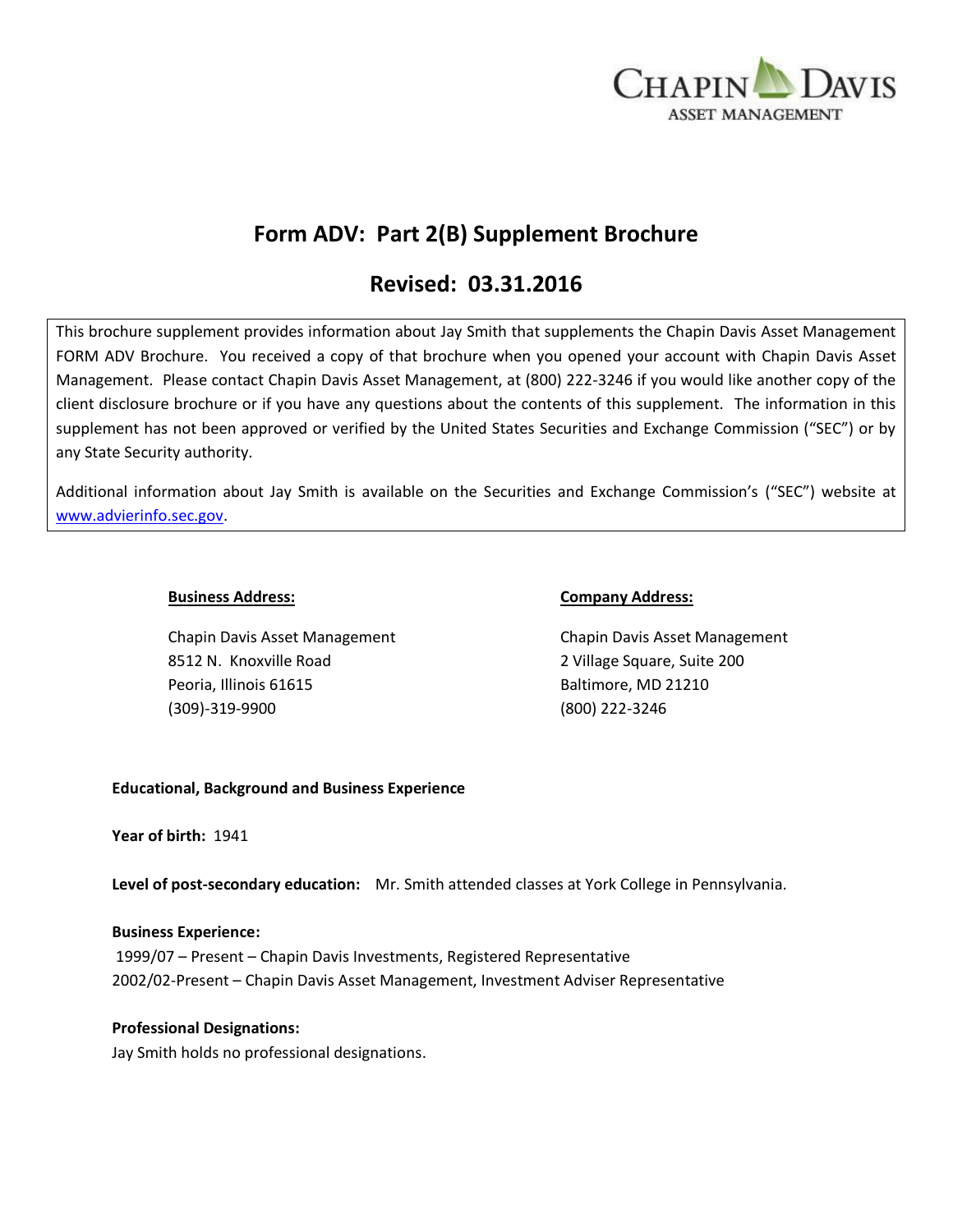CHAPIN DAVIS
ASSET MANAGEMENT

# Form ADV: Part 2(B) Supplement Brochure

## Revised: 03.31.2016

This brochure supplement provides information about Jay Smith that supplements the Chapin Davis Asset Management FORM ADV Brochure. You received a copy of that brochure when you opened your account with Chapin Davis Asset Management. Please contact Chapin Davis Asset Management, at (800) 222-3246 if you would like another copy of the client disclosure brochure or if you have any questions about the contents of this supplement. The information in this supplement has not been approved or verified by the United States Securities and Exchange Commission ("SEC") or by any State Security authority.

Additional information about Jay Smith is available on the Securities and Exchange Commission's ("SEC") website at www.advierinfo.sec.gov.

**Business Address:**

Chapin Davis Asset Management
8512 N. Knoxville Road
Peoria, Illinois 61615
(309)-319-9900

**Company Address:**

Chapin Davis Asset Management
2 Village Square, Suite 200
Baltimore, MD 21210
(800) 222-3246

**Educational, Background and Business Experience**

**Year of birth:** 1941

**Level of post-secondary education:** Mr. Smith attended classes at York College in Pennsylvania.

**Business Experience:**
1999/07 – Present – Chapin Davis Investments, Registered Representative
2002/02-Present – Chapin Davis Asset Management, Investment Adviser Representative

**Professional Designations:**
Jay Smith holds no professional designations.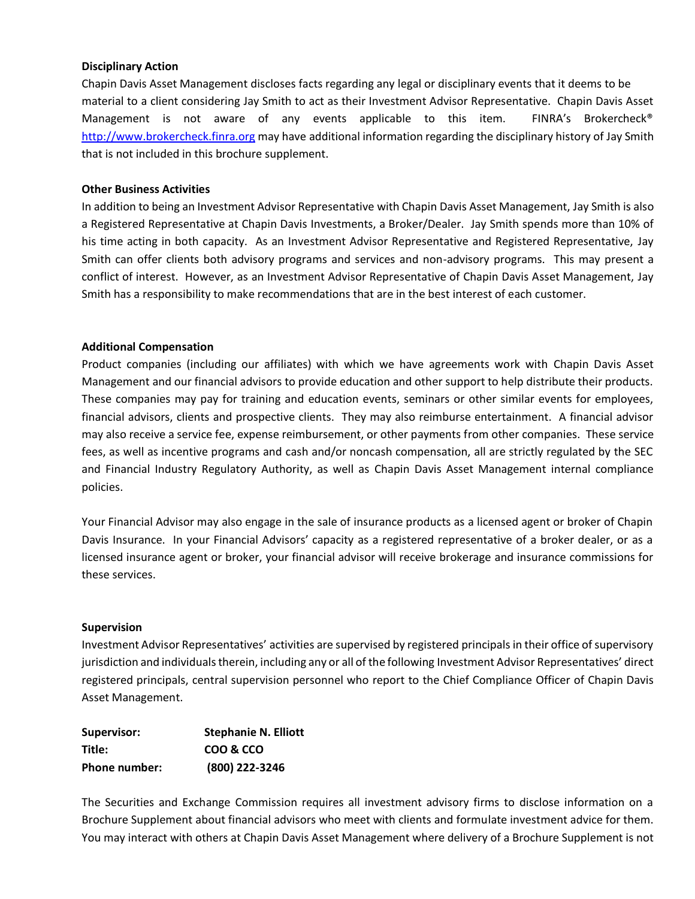**Disciplinary Action**

Chapin Davis Asset Management discloses facts regarding any legal or disciplinary events that it deems to be material to a client considering Jay Smith to act as their Investment Advisor Representative. Chapin Davis Asset Management is not aware of any events applicable to this item. FINRA's Brokercheck® http://www.brokercheck.finra.org may have additional information regarding the disciplinary history of Jay Smith that is not included in this brochure supplement.

**Other Business Activities**

In addition to being an Investment Advisor Representative with Chapin Davis Asset Management, Jay Smith is also a Registered Representative at Chapin Davis Investments, a Broker/Dealer. Jay Smith spends more than 10% of his time acting in both capacity. As an Investment Advisor Representative and Registered Representative, Jay Smith can offer clients both advisory programs and services and non-advisory programs. This may present a conflict of interest. However, as an Investment Advisor Representative of Chapin Davis Asset Management, Jay Smith has a responsibility to make recommendations that are in the best interest of each customer.

**Additional Compensation**

Product companies (including our affiliates) with which we have agreements work with Chapin Davis Asset Management and our financial advisors to provide education and other support to help distribute their products. These companies may pay for training and education events, seminars or other similar events for employees, financial advisors, clients and prospective clients. They may also reimburse entertainment. A financial advisor may also receive a service fee, expense reimbursement, or other payments from other companies. These service fees, as well as incentive programs and cash and/or noncash compensation, all are strictly regulated by the SEC and Financial Industry Regulatory Authority, as well as Chapin Davis Asset Management internal compliance policies.

Your Financial Advisor may also engage in the sale of insurance products as a licensed agent or broker of Chapin Davis Insurance. In your Financial Advisors' capacity as a registered representative of a broker dealer, or as a licensed insurance agent or broker, your financial advisor will receive brokerage and insurance commissions for these services.

**Supervision**

Investment Advisor Representatives' activities are supervised by registered principals in their office of supervisory jurisdiction and individuals therein, including any or all of the following Investment Advisor Representatives' direct registered principals, central supervision personnel who report to the Chief Compliance Officer of Chapin Davis Asset Management.

**Supervisor:** **Stephanie N. Elliott**
**Title:** **COO & CCO**
**Phone number:** **(800) 222-3246**

The Securities and Exchange Commission requires all investment advisory firms to disclose information on a Brochure Supplement about financial advisors who meet with clients and formulate investment advice for them. You may interact with others at Chapin Davis Asset Management where delivery of a Brochure Supplement is not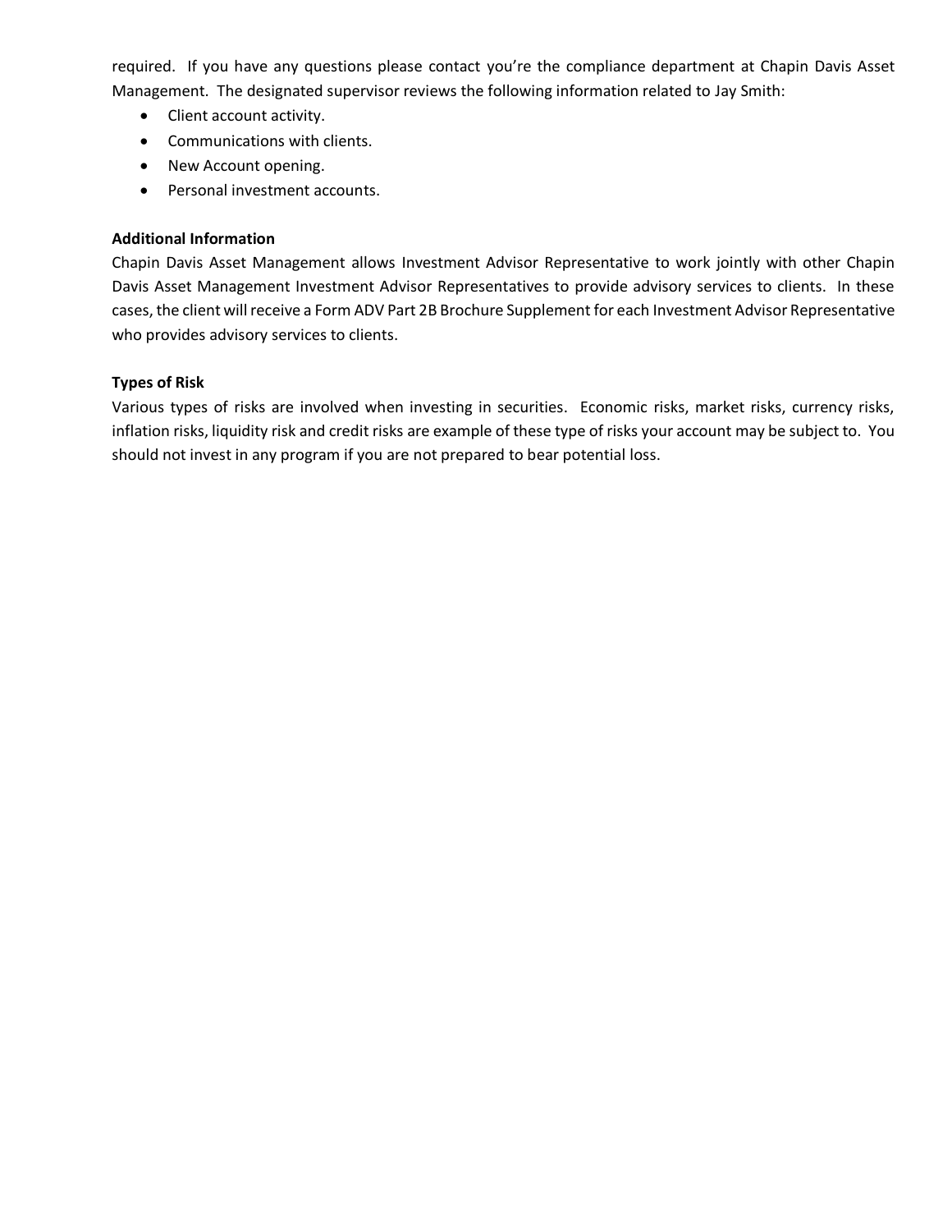required. If you have any questions please contact you're the compliance department at Chapin Davis Asset Management. The designated supervisor reviews the following information related to Jay Smith:

- Client account activity.
- Communications with clients.
- New Account opening.
- Personal investment accounts.

**Additional Information**

Chapin Davis Asset Management allows Investment Advisor Representative to work jointly with other Chapin Davis Asset Management Investment Advisor Representatives to provide advisory services to clients. In these cases, the client will receive a Form ADV Part 2B Brochure Supplement for each Investment Advisor Representative who provides advisory services to clients.

**Types of Risk**

Various types of risks are involved when investing in securities. Economic risks, market risks, currency risks, inflation risks, liquidity risk and credit risks are example of these type of risks your account may be subject to. You should not invest in any program if you are not prepared to bear potential loss.